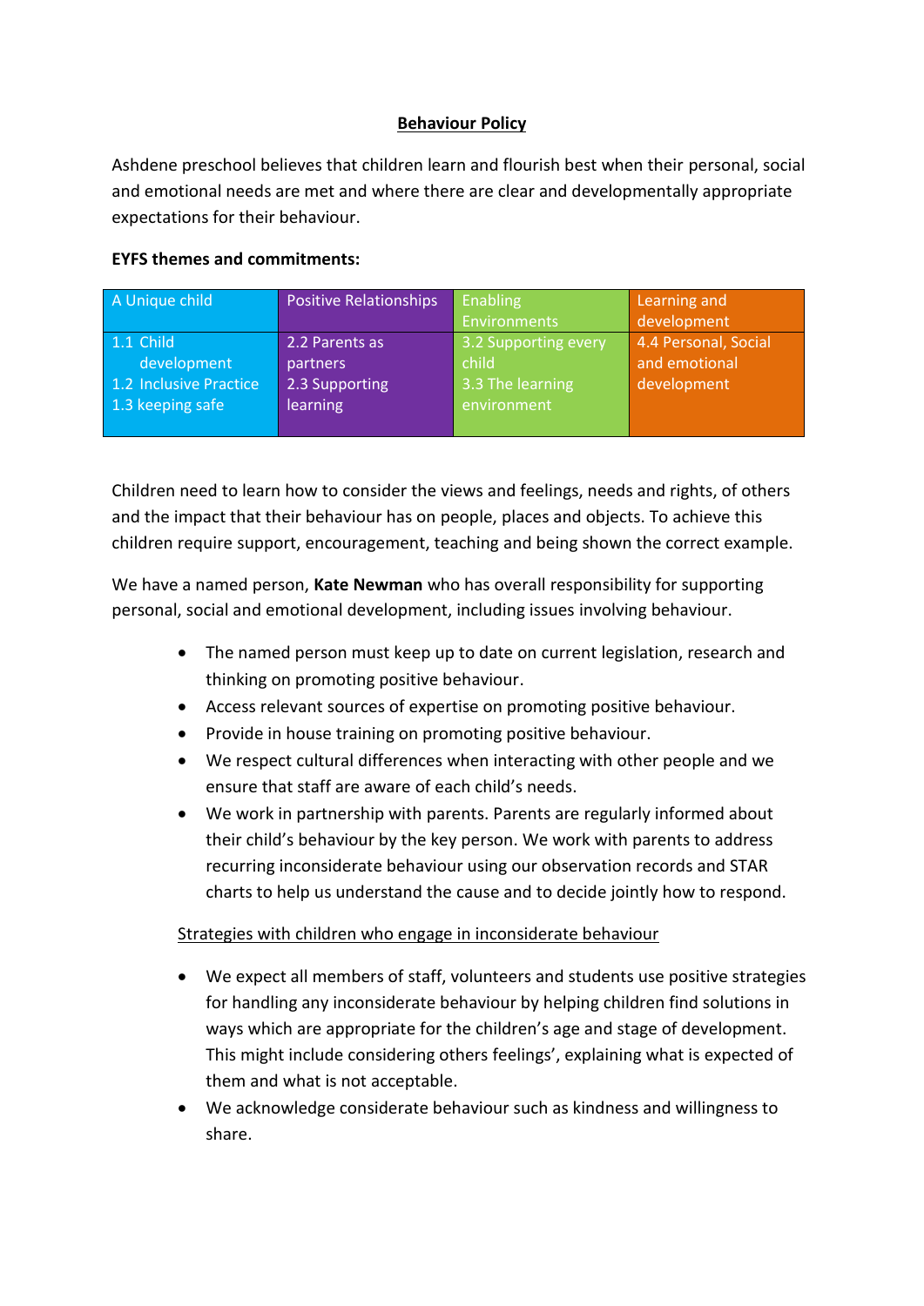# Behaviour Policy

Ashdene preschool believes that children learn and flourish best when their personal, social and emotional needs are met and where there are clear and developmentally appropriate expectations for their behaviour.

**EYFS themes and commitments:**

| A Unique child | Positive Relationships | Enabling Environments | Learning and development |
|---|---|---|---|
| 1.1 Child development<br>1.2 Inclusive Practice<br>1.3 keeping safe | 2.2 Parents as partners<br>2.3 Supporting learning | 3.2 Supporting every child<br>3.3 The learning environment | 4.4 Personal, Social and emotional development |

Children need to learn how to consider the views and feelings, needs and rights, of others and the impact that their behaviour has on people, places and objects. To achieve this children require support, encouragement, teaching and being shown the correct example.

We have a named person, **Kate Newman** who has overall responsibility for supporting personal, social and emotional development, including issues involving behaviour.

- The named person must keep up to date on current legislation, research and thinking on promoting positive behaviour.
- Access relevant sources of expertise on promoting positive behaviour.
- Provide in house training on promoting positive behaviour.
- We respect cultural differences when interacting with other people and we ensure that staff are aware of each child's needs.
- We work in partnership with parents. Parents are regularly informed about their child's behaviour by the key person. We work with parents to address recurring inconsiderate behaviour using our observation records and STAR charts to help us understand the cause and to decide jointly how to respond.

<u>Strategies with children who engage in inconsiderate behaviour</u>

- We expect all members of staff, volunteers and students use positive strategies for handling any inconsiderate behaviour by helping children find solutions in ways which are appropriate for the children's age and stage of development. This might include considering others feelings', explaining what is expected of them and what is not acceptable.
- We acknowledge considerate behaviour such as kindness and willingness to share.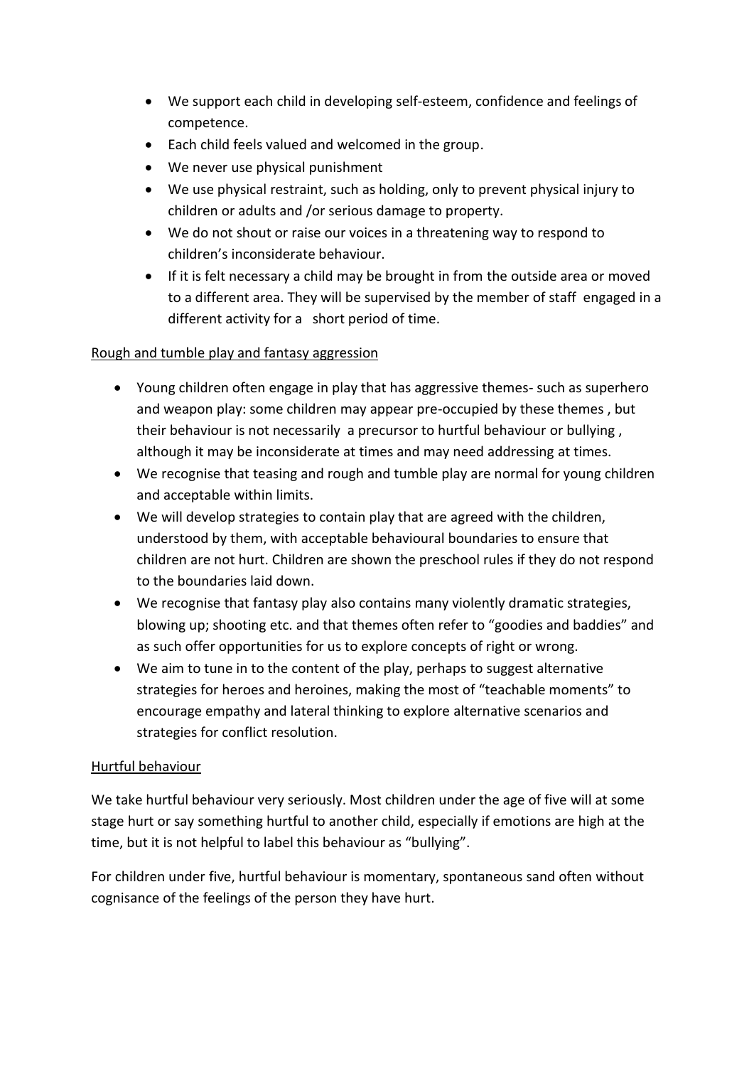- We support each child in developing self-esteem, confidence and feelings of competence.
- Each child feels valued and welcomed in the group.
- We never use physical punishment
- We use physical restraint, such as holding, only to prevent physical injury to children or adults and /or serious damage to property.
- We do not shout or raise our voices in a threatening way to respond to children's inconsiderate behaviour.
- If it is felt necessary a child may be brought in from the outside area or moved to a different area. They will be supervised by the member of staff engaged in a different activity for a short period of time.

<u>Rough and tumble play and fantasy aggression</u>

- Young children often engage in play that has aggressive themes- such as superhero and weapon play: some children may appear pre-occupied by these themes , but their behaviour is not necessarily a precursor to hurtful behaviour or bullying , although it may be inconsiderate at times and may need addressing at times.
- We recognise that teasing and rough and tumble play are normal for young children and acceptable within limits.
- We will develop strategies to contain play that are agreed with the children, understood by them, with acceptable behavioural boundaries to ensure that children are not hurt. Children are shown the preschool rules if they do not respond to the boundaries laid down.
- We recognise that fantasy play also contains many violently dramatic strategies, blowing up; shooting etc. and that themes often refer to "goodies and baddies" and as such offer opportunities for us to explore concepts of right or wrong.
- We aim to tune in to the content of the play, perhaps to suggest alternative strategies for heroes and heroines, making the most of "teachable moments" to encourage empathy and lateral thinking to explore alternative scenarios and strategies for conflict resolution.

<u>Hurtful behaviour</u>

We take hurtful behaviour very seriously. Most children under the age of five will at some stage hurt or say something hurtful to another child, especially if emotions are high at the time, but it is not helpful to label this behaviour as "bullying".

For children under five, hurtful behaviour is momentary, spontaneous sand often without cognisance of the feelings of the person they have hurt.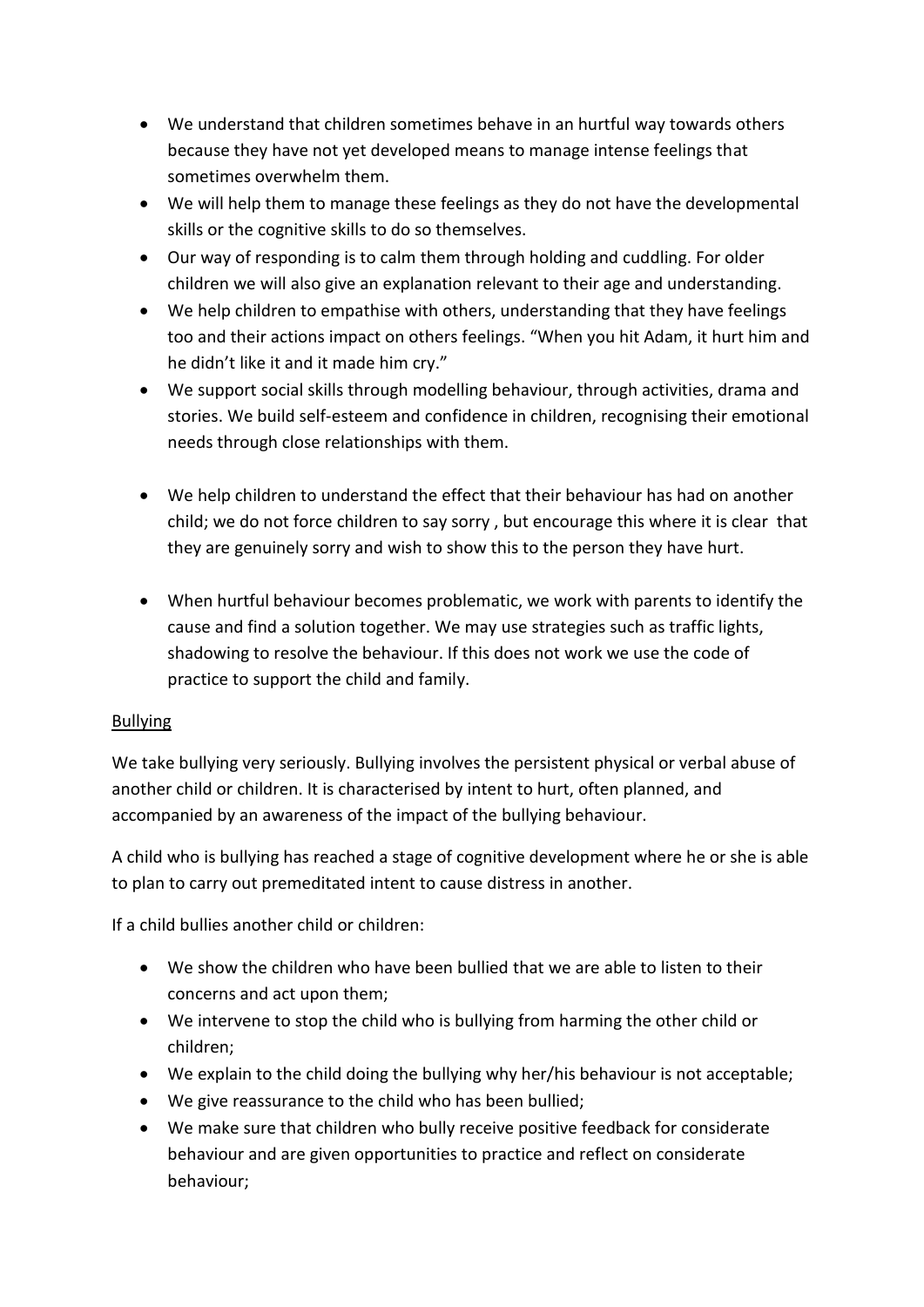- We understand that children sometimes behave in an hurtful way towards others because they have not yet developed means to manage intense feelings that sometimes overwhelm them.
- We will help them to manage these feelings as they do not have the developmental skills or the cognitive skills to do so themselves.
- Our way of responding is to calm them through holding and cuddling. For older children we will also give an explanation relevant to their age and understanding.
- We help children to empathise with others, understanding that they have feelings too and their actions impact on others feelings. "When you hit Adam, it hurt him and he didn't like it and it made him cry."
- We support social skills through modelling behaviour, through activities, drama and stories. We build self-esteem and confidence in children, recognising their emotional needs through close relationships with them.
- We help children to understand the effect that their behaviour has had on another child; we do not force children to say sorry , but encourage this where it is clear that they are genuinely sorry and wish to show this to the person they have hurt.
- When hurtful behaviour becomes problematic, we work with parents to identify the cause and find a solution together. We may use strategies such as traffic lights, shadowing to resolve the behaviour. If this does not work we use the code of practice to support the child and family.

<u>Bullying</u>

We take bullying very seriously. Bullying involves the persistent physical or verbal abuse of another child or children. It is characterised by intent to hurt, often planned, and accompanied by an awareness of the impact of the bullying behaviour.

A child who is bullying has reached a stage of cognitive development where he or she is able to plan to carry out premeditated intent to cause distress in another.

If a child bullies another child or children:

- We show the children who have been bullied that we are able to listen to their concerns and act upon them;
- We intervene to stop the child who is bullying from harming the other child or children;
- We explain to the child doing the bullying why her/his behaviour is not acceptable;
- We give reassurance to the child who has been bullied;
- We make sure that children who bully receive positive feedback for considerate behaviour and are given opportunities to practice and reflect on considerate behaviour;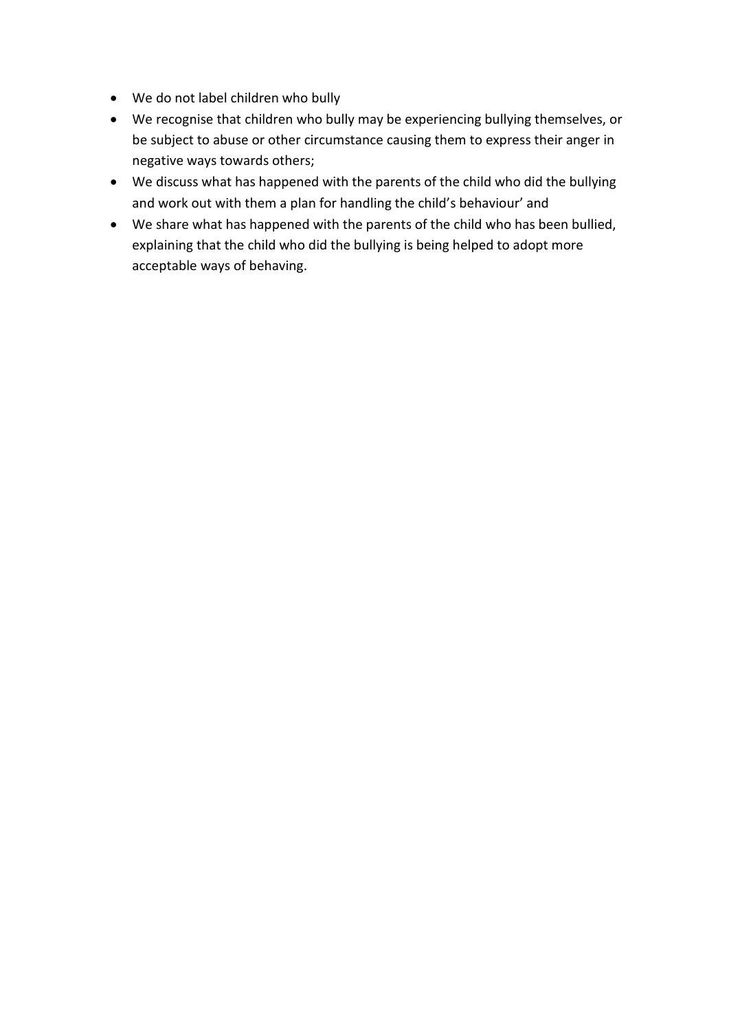- We do not label children who bully
- We recognise that children who bully may be experiencing bullying themselves, or be subject to abuse or other circumstance causing them to express their anger in negative ways towards others;
- We discuss what has happened with the parents of the child who did the bullying and work out with them a plan for handling the child's behaviour' and
- We share what has happened with the parents of the child who has been bullied, explaining that the child who did the bullying is being helped to adopt more acceptable ways of behaving.